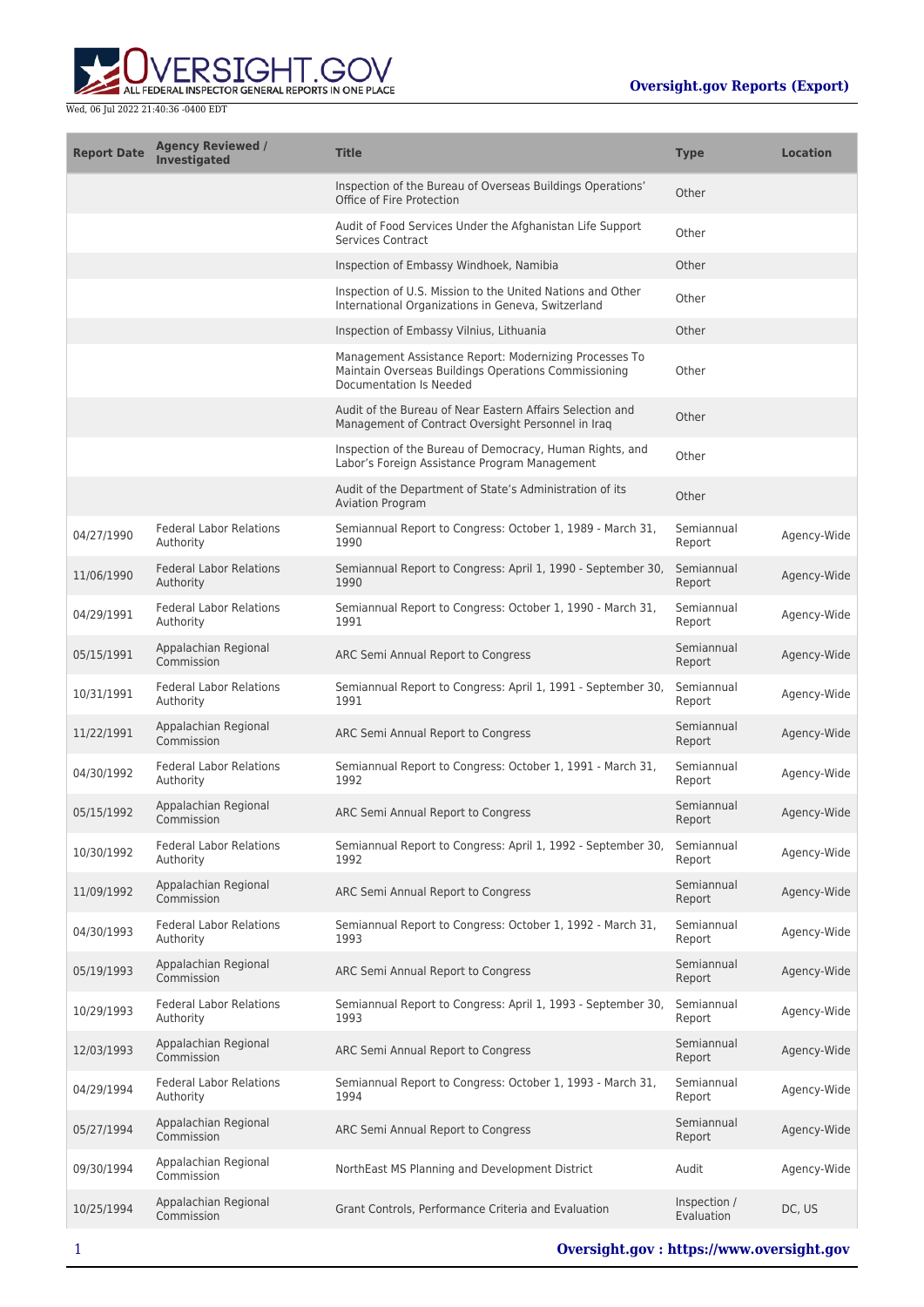Wed, 06 Jul 2022 21:40:36 -0400 EDT

**Oversight.gov Reports (Export)**

| Report Date | Agency Reviewed / Investigated | Title | Type | Location |
|---|---|---|---|---|
| | | Inspection of the Bureau of Overseas Buildings Operations' Office of Fire Protection | Other | |
| | | Audit of Food Services Under the Afghanistan Life Support Services Contract | Other | |
| | | Inspection of Embassy Windhoek, Namibia | Other | |
| | | Inspection of U.S. Mission to the United Nations and Other International Organizations in Geneva, Switzerland | Other | |
| | | Inspection of Embassy Vilnius, Lithuania | Other | |
| | | Management Assistance Report: Modernizing Processes To Maintain Overseas Buildings Operations Commissioning Documentation Is Needed | Other | |
| | | Audit of the Bureau of Near Eastern Affairs Selection and Management of Contract Oversight Personnel in Iraq | Other | |
| | | Inspection of the Bureau of Democracy, Human Rights, and Labor's Foreign Assistance Program Management | Other | |
| | | Audit of the Department of State's Administration of its Aviation Program | Other | |
| 04/27/1990 | Federal Labor Relations Authority | Semiannual Report to Congress: October 1, 1989 - March 31, 1990 | Semiannual Report | Agency-Wide |
| 11/06/1990 | Federal Labor Relations Authority | Semiannual Report to Congress: April 1, 1990 - September 30, 1990 | Semiannual Report | Agency-Wide |
| 04/29/1991 | Federal Labor Relations Authority | Semiannual Report to Congress: October 1, 1990 - March 31, 1991 | Semiannual Report | Agency-Wide |
| 05/15/1991 | Appalachian Regional Commission | ARC Semi Annual Report to Congress | Semiannual Report | Agency-Wide |
| 10/31/1991 | Federal Labor Relations Authority | Semiannual Report to Congress: April 1, 1991 - September 30, 1991 | Semiannual Report | Agency-Wide |
| 11/22/1991 | Appalachian Regional Commission | ARC Semi Annual Report to Congress | Semiannual Report | Agency-Wide |
| 04/30/1992 | Federal Labor Relations Authority | Semiannual Report to Congress: October 1, 1991 - March 31, 1992 | Semiannual Report | Agency-Wide |
| 05/15/1992 | Appalachian Regional Commission | ARC Semi Annual Report to Congress | Semiannual Report | Agency-Wide |
| 10/30/1992 | Federal Labor Relations Authority | Semiannual Report to Congress: April 1, 1992 - September 30, 1992 | Semiannual Report | Agency-Wide |
| 11/09/1992 | Appalachian Regional Commission | ARC Semi Annual Report to Congress | Semiannual Report | Agency-Wide |
| 04/30/1993 | Federal Labor Relations Authority | Semiannual Report to Congress: October 1, 1992 - March 31, 1993 | Semiannual Report | Agency-Wide |
| 05/19/1993 | Appalachian Regional Commission | ARC Semi Annual Report to Congress | Semiannual Report | Agency-Wide |
| 10/29/1993 | Federal Labor Relations Authority | Semiannual Report to Congress: April 1, 1993 - September 30, 1993 | Semiannual Report | Agency-Wide |
| 12/03/1993 | Appalachian Regional Commission | ARC Semi Annual Report to Congress | Semiannual Report | Agency-Wide |
| 04/29/1994 | Federal Labor Relations Authority | Semiannual Report to Congress: October 1, 1993 - March 31, 1994 | Semiannual Report | Agency-Wide |
| 05/27/1994 | Appalachian Regional Commission | ARC Semi Annual Report to Congress | Semiannual Report | Agency-Wide |
| 09/30/1994 | Appalachian Regional Commission | NorthEast MS Planning and Development District | Audit | Agency-Wide |
| 10/25/1994 | Appalachian Regional Commission | Grant Controls, Performance Criteria and Evaluation | Inspection / Evaluation | DC, US |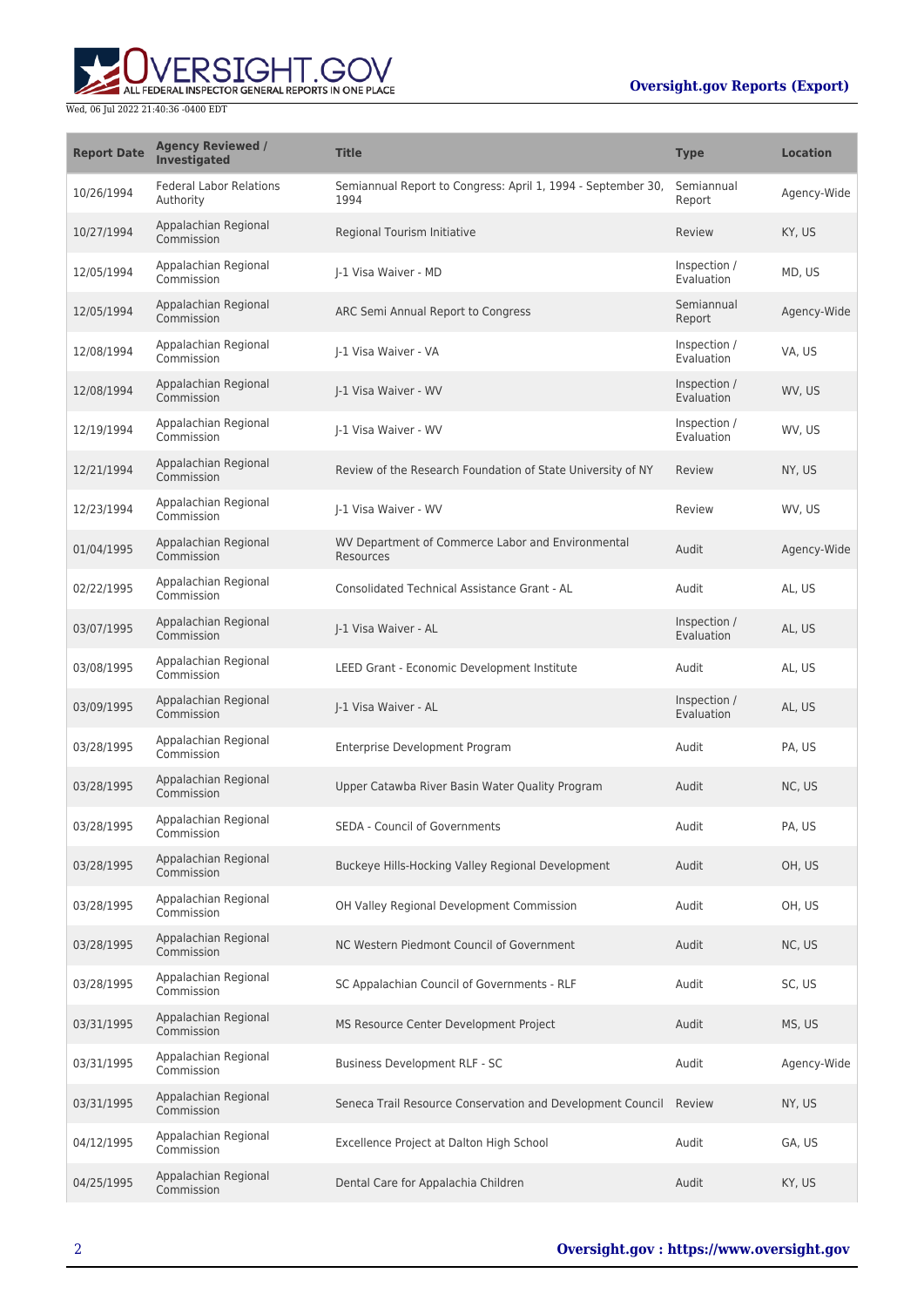| Report Date | Agency Reviewed / Investigated | Title | Type | Location |
| --- | --- | --- | --- | --- |
| 10/26/1994 | Federal Labor Relations Authority | Semiannual Report to Congress: April 1, 1994 - September 30, 1994 | Semiannual Report | Agency-Wide |
| 10/27/1994 | Appalachian Regional Commission | Regional Tourism Initiative | Review | KY, US |
| 12/05/1994 | Appalachian Regional Commission | J-1 Visa Waiver - MD | Inspection / Evaluation | MD, US |
| 12/05/1994 | Appalachian Regional Commission | ARC Semi Annual Report to Congress | Semiannual Report | Agency-Wide |
| 12/08/1994 | Appalachian Regional Commission | J-1 Visa Waiver - VA | Inspection / Evaluation | VA, US |
| 12/08/1994 | Appalachian Regional Commission | J-1 Visa Waiver - WV | Inspection / Evaluation | WV, US |
| 12/19/1994 | Appalachian Regional Commission | J-1 Visa Waiver - WV | Inspection / Evaluation | WV, US |
| 12/21/1994 | Appalachian Regional Commission | Review of the Research Foundation of State University of NY | Review | NY, US |
| 12/23/1994 | Appalachian Regional Commission | J-1 Visa Waiver - WV | Review | WV, US |
| 01/04/1995 | Appalachian Regional Commission | WV Department of Commerce Labor and Environmental Resources | Audit | Agency-Wide |
| 02/22/1995 | Appalachian Regional Commission | Consolidated Technical Assistance Grant - AL | Audit | AL, US |
| 03/07/1995 | Appalachian Regional Commission | J-1 Visa Waiver - AL | Inspection / Evaluation | AL, US |
| 03/08/1995 | Appalachian Regional Commission | LEED Grant - Economic Development Institute | Audit | AL, US |
| 03/09/1995 | Appalachian Regional Commission | J-1 Visa Waiver - AL | Inspection / Evaluation | AL, US |
| 03/28/1995 | Appalachian Regional Commission | Enterprise Development Program | Audit | PA, US |
| 03/28/1995 | Appalachian Regional Commission | Upper Catawba River Basin Water Quality Program | Audit | NC, US |
| 03/28/1995 | Appalachian Regional Commission | SEDA - Council of Governments | Audit | PA, US |
| 03/28/1995 | Appalachian Regional Commission | Buckeye Hills-Hocking Valley Regional Development | Audit | OH, US |
| 03/28/1995 | Appalachian Regional Commission | OH Valley Regional Development Commission | Audit | OH, US |
| 03/28/1995 | Appalachian Regional Commission | NC Western Piedmont Council of Government | Audit | NC, US |
| 03/28/1995 | Appalachian Regional Commission | SC Appalachian Council of Governments - RLF | Audit | SC, US |
| 03/31/1995 | Appalachian Regional Commission | MS Resource Center Development Project | Audit | MS, US |
| 03/31/1995 | Appalachian Regional Commission | Business Development RLF - SC | Audit | Agency-Wide |
| 03/31/1995 | Appalachian Regional Commission | Seneca Trail Resource Conservation and Development Council | Review | NY, US |
| 04/12/1995 | Appalachian Regional Commission | Excellence Project at Dalton High School | Audit | GA, US |
| 04/25/1995 | Appalachian Regional Commission | Dental Care for Appalachia Children | Audit | KY, US |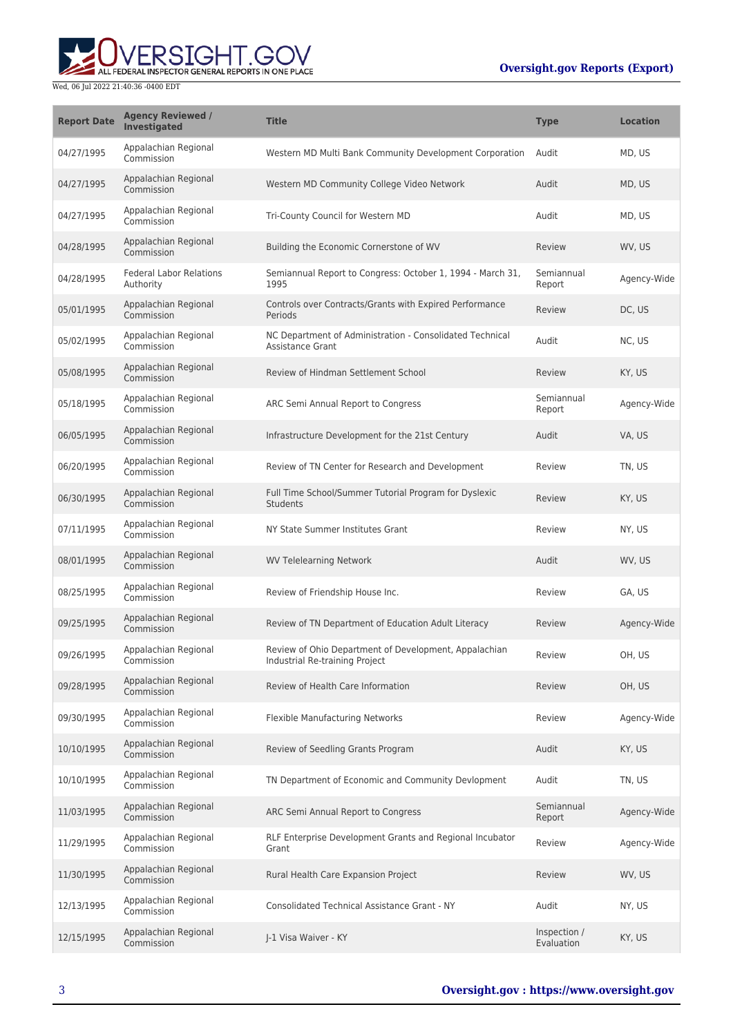| Report Date | Agency Reviewed / Investigated | Title | Type | Location |
| --- | --- | --- | --- | --- |
| 04/27/1995 | Appalachian Regional Commission | Western MD Multi Bank Community Development Corporation | Audit | MD, US |
| 04/27/1995 | Appalachian Regional Commission | Western MD Community College Video Network | Audit | MD, US |
| 04/27/1995 | Appalachian Regional Commission | Tri-County Council for Western MD | Audit | MD, US |
| 04/28/1995 | Appalachian Regional Commission | Building the Economic Cornerstone of WV | Review | WV, US |
| 04/28/1995 | Federal Labor Relations Authority | Semiannual Report to Congress: October 1, 1994 - March 31, 1995 | Semiannual Report | Agency-Wide |
| 05/01/1995 | Appalachian Regional Commission | Controls over Contracts/Grants with Expired Performance Periods | Review | DC, US |
| 05/02/1995 | Appalachian Regional Commission | NC Department of Administration - Consolidated Technical Assistance Grant | Audit | NC, US |
| 05/08/1995 | Appalachian Regional Commission | Review of Hindman Settlement School | Review | KY, US |
| 05/18/1995 | Appalachian Regional Commission | ARC Semi Annual Report to Congress | Semiannual Report | Agency-Wide |
| 06/05/1995 | Appalachian Regional Commission | Infrastructure Development for the 21st Century | Audit | VA, US |
| 06/20/1995 | Appalachian Regional Commission | Review of TN Center for Research and Development | Review | TN, US |
| 06/30/1995 | Appalachian Regional Commission | Full Time School/Summer Tutorial Program for Dyslexic Students | Review | KY, US |
| 07/11/1995 | Appalachian Regional Commission | NY State Summer Institutes Grant | Review | NY, US |
| 08/01/1995 | Appalachian Regional Commission | WV Telelearning Network | Audit | WV, US |
| 08/25/1995 | Appalachian Regional Commission | Review of Friendship House Inc. | Review | GA, US |
| 09/25/1995 | Appalachian Regional Commission | Review of TN Department of Education Adult Literacy | Review | Agency-Wide |
| 09/26/1995 | Appalachian Regional Commission | Review of Ohio Department of Development, Appalachian Industrial Re-training Project | Review | OH, US |
| 09/28/1995 | Appalachian Regional Commission | Review of Health Care Information | Review | OH, US |
| 09/30/1995 | Appalachian Regional Commission | Flexible Manufacturing Networks | Review | Agency-Wide |
| 10/10/1995 | Appalachian Regional Commission | Review of Seedling Grants Program | Audit | KY, US |
| 10/10/1995 | Appalachian Regional Commission | TN Department of Economic and Community Devlopment | Audit | TN, US |
| 11/03/1995 | Appalachian Regional Commission | ARC Semi Annual Report to Congress | Semiannual Report | Agency-Wide |
| 11/29/1995 | Appalachian Regional Commission | RLF Enterprise Development Grants and Regional Incubator Grant | Review | Agency-Wide |
| 11/30/1995 | Appalachian Regional Commission | Rural Health Care Expansion Project | Review | WV, US |
| 12/13/1995 | Appalachian Regional Commission | Consolidated Technical Assistance Grant - NY | Audit | NY, US |
| 12/15/1995 | Appalachian Regional Commission | J-1 Visa Waiver - KY | Inspection / Evaluation | KY, US |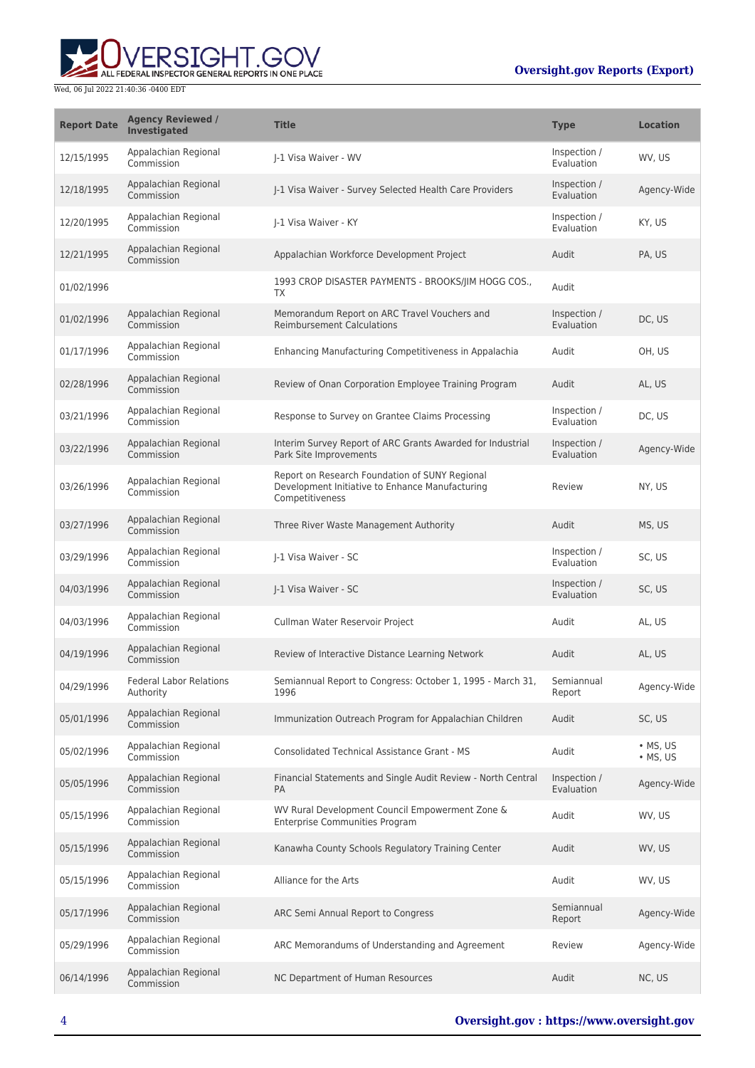| Report Date | Agency Reviewed / Investigated | Title | Type | Location |
|---|---|---|---|---|
| 12/15/1995 | Appalachian Regional Commission | J-1 Visa Waiver - WV | Inspection / Evaluation | WV, US |
| 12/18/1995 | Appalachian Regional Commission | J-1 Visa Waiver - Survey Selected Health Care Providers | Inspection / Evaluation | Agency-Wide |
| 12/20/1995 | Appalachian Regional Commission | J-1 Visa Waiver - KY | Inspection / Evaluation | KY, US |
| 12/21/1995 | Appalachian Regional Commission | Appalachian Workforce Development Project | Audit | PA, US |
| 01/02/1996 | | 1993 CROP DISASTER PAYMENTS - BROOKS/JIM HOGG COS., TX | Audit | |
| 01/02/1996 | Appalachian Regional Commission | Memorandum Report on ARC Travel Vouchers and Reimbursement Calculations | Inspection / Evaluation | DC, US |
| 01/17/1996 | Appalachian Regional Commission | Enhancing Manufacturing Competitiveness in Appalachia | Audit | OH, US |
| 02/28/1996 | Appalachian Regional Commission | Review of Onan Corporation Employee Training Program | Audit | AL, US |
| 03/21/1996 | Appalachian Regional Commission | Response to Survey on Grantee Claims Processing | Inspection / Evaluation | DC, US |
| 03/22/1996 | Appalachian Regional Commission | Interim Survey Report of ARC Grants Awarded for Industrial Park Site Improvements | Inspection / Evaluation | Agency-Wide |
| 03/26/1996 | Appalachian Regional Commission | Report on Research Foundation of SUNY Regional Development Initiative to Enhance Manufacturing Competitiveness | Review | NY, US |
| 03/27/1996 | Appalachian Regional Commission | Three River Waste Management Authority | Audit | MS, US |
| 03/29/1996 | Appalachian Regional Commission | J-1 Visa Waiver - SC | Inspection / Evaluation | SC, US |
| 04/03/1996 | Appalachian Regional Commission | J-1 Visa Waiver - SC | Inspection / Evaluation | SC, US |
| 04/03/1996 | Appalachian Regional Commission | Cullman Water Reservoir Project | Audit | AL, US |
| 04/19/1996 | Appalachian Regional Commission | Review of Interactive Distance Learning Network | Audit | AL, US |
| 04/29/1996 | Federal Labor Relations Authority | Semiannual Report to Congress: October 1, 1995 - March 31, 1996 | Semiannual Report | Agency-Wide |
| 05/01/1996 | Appalachian Regional Commission | Immunization Outreach Program for Appalachian Children | Audit | SC, US |
| 05/02/1996 | Appalachian Regional Commission | Consolidated Technical Assistance Grant - MS | Audit | • MS, US<br>• MS, US |
| 05/05/1996 | Appalachian Regional Commission | Financial Statements and Single Audit Review - North Central PA | Inspection / Evaluation | Agency-Wide |
| 05/15/1996 | Appalachian Regional Commission | WV Rural Development Council Empowerment Zone & Enterprise Communities Program | Audit | WV, US |
| 05/15/1996 | Appalachian Regional Commission | Kanawha County Schools Regulatory Training Center | Audit | WV, US |
| 05/15/1996 | Appalachian Regional Commission | Alliance for the Arts | Audit | WV, US |
| 05/17/1996 | Appalachian Regional Commission | ARC Semi Annual Report to Congress | Semiannual Report | Agency-Wide |
| 05/29/1996 | Appalachian Regional Commission | ARC Memorandums of Understanding and Agreement | Review | Agency-Wide |
| 06/14/1996 | Appalachian Regional Commission | NC Department of Human Resources | Audit | NC, US |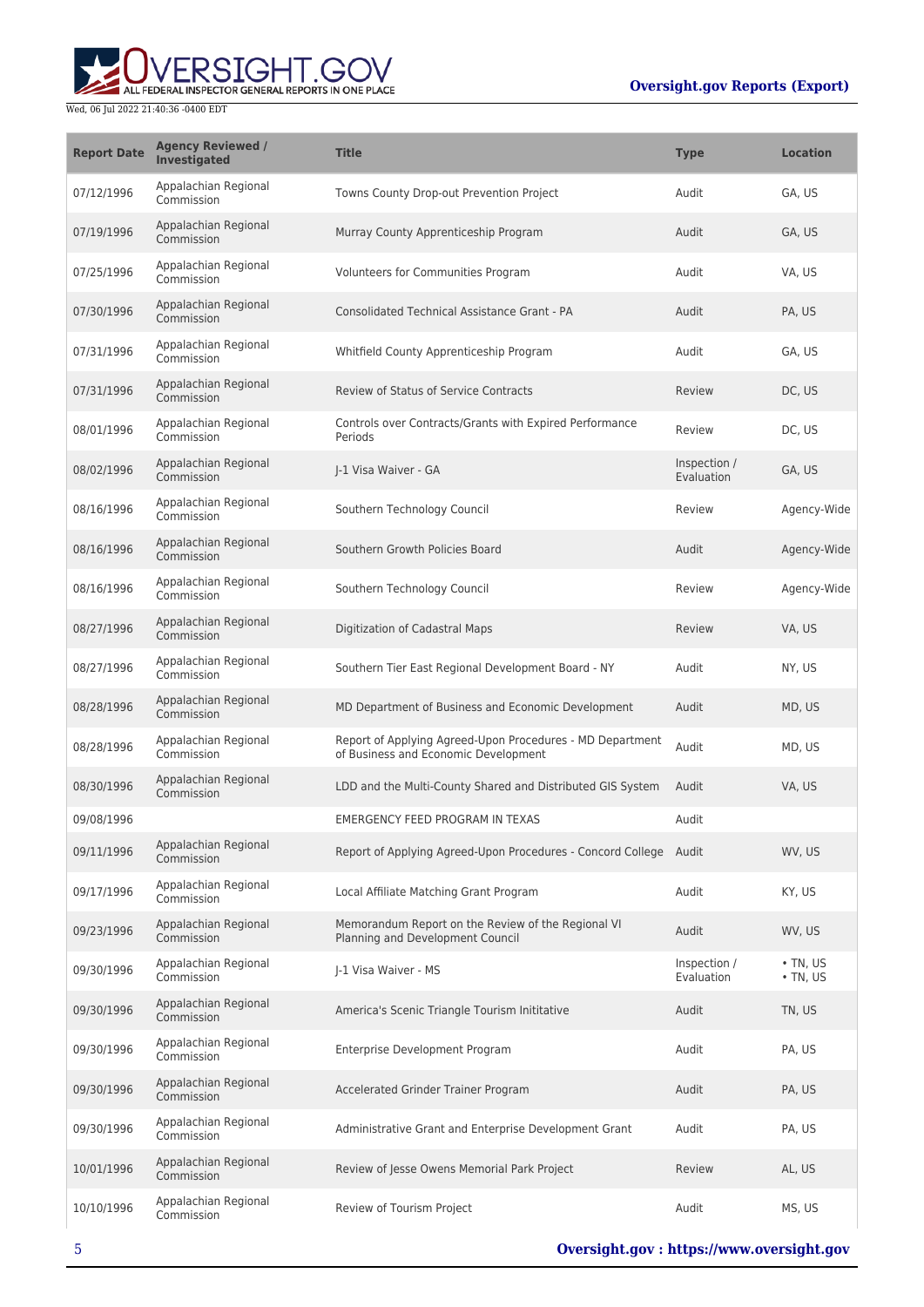| Report Date | Agency Reviewed / Investigated | Title | Type | Location |
| --- | --- | --- | --- | --- |
| 07/12/1996 | Appalachian Regional Commission | Towns County Drop-out Prevention Project | Audit | GA, US |
| 07/19/1996 | Appalachian Regional Commission | Murray County Apprenticeship Program | Audit | GA, US |
| 07/25/1996 | Appalachian Regional Commission | Volunteers for Communities Program | Audit | VA, US |
| 07/30/1996 | Appalachian Regional Commission | Consolidated Technical Assistance Grant - PA | Audit | PA, US |
| 07/31/1996 | Appalachian Regional Commission | Whitfield County Apprenticeship Program | Audit | GA, US |
| 07/31/1996 | Appalachian Regional Commission | Review of Status of Service Contracts | Review | DC, US |
| 08/01/1996 | Appalachian Regional Commission | Controls over Contracts/Grants with Expired Performance Periods | Review | DC, US |
| 08/02/1996 | Appalachian Regional Commission | J-1 Visa Waiver - GA | Inspection / Evaluation | GA, US |
| 08/16/1996 | Appalachian Regional Commission | Southern Technology Council | Review | Agency-Wide |
| 08/16/1996 | Appalachian Regional Commission | Southern Growth Policies Board | Audit | Agency-Wide |
| 08/16/1996 | Appalachian Regional Commission | Southern Technology Council | Review | Agency-Wide |
| 08/27/1996 | Appalachian Regional Commission | Digitization of Cadastral Maps | Review | VA, US |
| 08/27/1996 | Appalachian Regional Commission | Southern Tier East Regional Development Board - NY | Audit | NY, US |
| 08/28/1996 | Appalachian Regional Commission | MD Department of Business and Economic Development | Audit | MD, US |
| 08/28/1996 | Appalachian Regional Commission | Report of Applying Agreed-Upon Procedures - MD Department of Business and Economic Development | Audit | MD, US |
| 08/30/1996 | Appalachian Regional Commission | LDD and the Multi-County Shared and Distributed GIS System | Audit | VA, US |
| 09/08/1996 | | EMERGENCY FEED PROGRAM IN TEXAS | Audit | |
| 09/11/1996 | Appalachian Regional Commission | Report of Applying Agreed-Upon Procedures - Concord College | Audit | WV, US |
| 09/17/1996 | Appalachian Regional Commission | Local Affiliate Matching Grant Program | Audit | KY, US |
| 09/23/1996 | Appalachian Regional Commission | Memorandum Report on the Review of the Regional VI Planning and Development Council | Audit | WV, US |
| 09/30/1996 | Appalachian Regional Commission | J-1 Visa Waiver - MS | Inspection / Evaluation | • TN, US<br>• TN, US |
| 09/30/1996 | Appalachian Regional Commission | America's Scenic Triangle Tourism Inititative | Audit | TN, US |
| 09/30/1996 | Appalachian Regional Commission | Enterprise Development Program | Audit | PA, US |
| 09/30/1996 | Appalachian Regional Commission | Accelerated Grinder Trainer Program | Audit | PA, US |
| 09/30/1996 | Appalachian Regional Commission | Administrative Grant and Enterprise Development Grant | Audit | PA, US |
| 10/01/1996 | Appalachian Regional Commission | Review of Jesse Owens Memorial Park Project | Review | AL, US |
| 10/10/1996 | Appalachian Regional Commission | Review of Tourism Project | Audit | MS, US |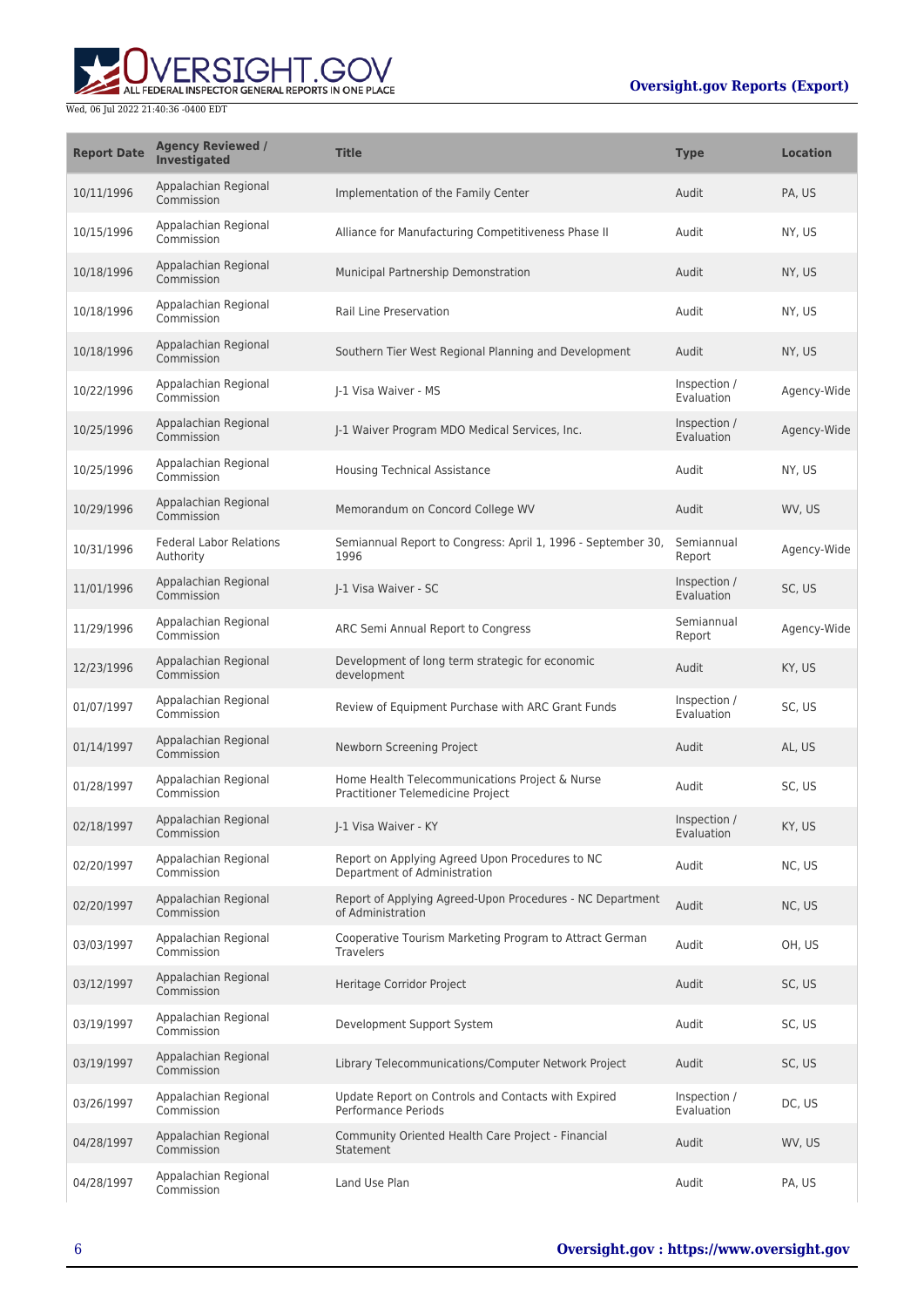| Report Date | Agency Reviewed / Investigated | Title | Type | Location |
| --- | --- | --- | --- | --- |
| 10/11/1996 | Appalachian Regional Commission | Implementation of the Family Center | Audit | PA, US |
| 10/15/1996 | Appalachian Regional Commission | Alliance for Manufacturing Competitiveness Phase II | Audit | NY, US |
| 10/18/1996 | Appalachian Regional Commission | Municipal Partnership Demonstration | Audit | NY, US |
| 10/18/1996 | Appalachian Regional Commission | Rail Line Preservation | Audit | NY, US |
| 10/18/1996 | Appalachian Regional Commission | Southern Tier West Regional Planning and Development | Audit | NY, US |
| 10/22/1996 | Appalachian Regional Commission | J-1 Visa Waiver - MS | Inspection / Evaluation | Agency-Wide |
| 10/25/1996 | Appalachian Regional Commission | J-1 Waiver Program MDO Medical Services, Inc. | Inspection / Evaluation | Agency-Wide |
| 10/25/1996 | Appalachian Regional Commission | Housing Technical Assistance | Audit | NY, US |
| 10/29/1996 | Appalachian Regional Commission | Memorandum on Concord College WV | Audit | WV, US |
| 10/31/1996 | Federal Labor Relations Authority | Semiannual Report to Congress: April 1, 1996 - September 30, 1996 | Semiannual Report | Agency-Wide |
| 11/01/1996 | Appalachian Regional Commission | J-1 Visa Waiver - SC | Inspection / Evaluation | SC, US |
| 11/29/1996 | Appalachian Regional Commission | ARC Semi Annual Report to Congress | Semiannual Report | Agency-Wide |
| 12/23/1996 | Appalachian Regional Commission | Development of long term strategic for economic development | Audit | KY, US |
| 01/07/1997 | Appalachian Regional Commission | Review of Equipment Purchase with ARC Grant Funds | Inspection / Evaluation | SC, US |
| 01/14/1997 | Appalachian Regional Commission | Newborn Screening Project | Audit | AL, US |
| 01/28/1997 | Appalachian Regional Commission | Home Health Telecommunications Project & Nurse Practitioner Telemedicine Project | Audit | SC, US |
| 02/18/1997 | Appalachian Regional Commission | J-1 Visa Waiver - KY | Inspection / Evaluation | KY, US |
| 02/20/1997 | Appalachian Regional Commission | Report on Applying Agreed Upon Procedures to NC Department of Administration | Audit | NC, US |
| 02/20/1997 | Appalachian Regional Commission | Report of Applying Agreed-Upon Procedures - NC Department of Administration | Audit | NC, US |
| 03/03/1997 | Appalachian Regional Commission | Cooperative Tourism Marketing Program to Attract German Travelers | Audit | OH, US |
| 03/12/1997 | Appalachian Regional Commission | Heritage Corridor Project | Audit | SC, US |
| 03/19/1997 | Appalachian Regional Commission | Development Support System | Audit | SC, US |
| 03/19/1997 | Appalachian Regional Commission | Library Telecommunications/Computer Network Project | Audit | SC, US |
| 03/26/1997 | Appalachian Regional Commission | Update Report on Controls and Contacts with Expired Performance Periods | Inspection / Evaluation | DC, US |
| 04/28/1997 | Appalachian Regional Commission | Community Oriented Health Care Project - Financial Statement | Audit | WV, US |
| 04/28/1997 | Appalachian Regional Commission | Land Use Plan | Audit | PA, US |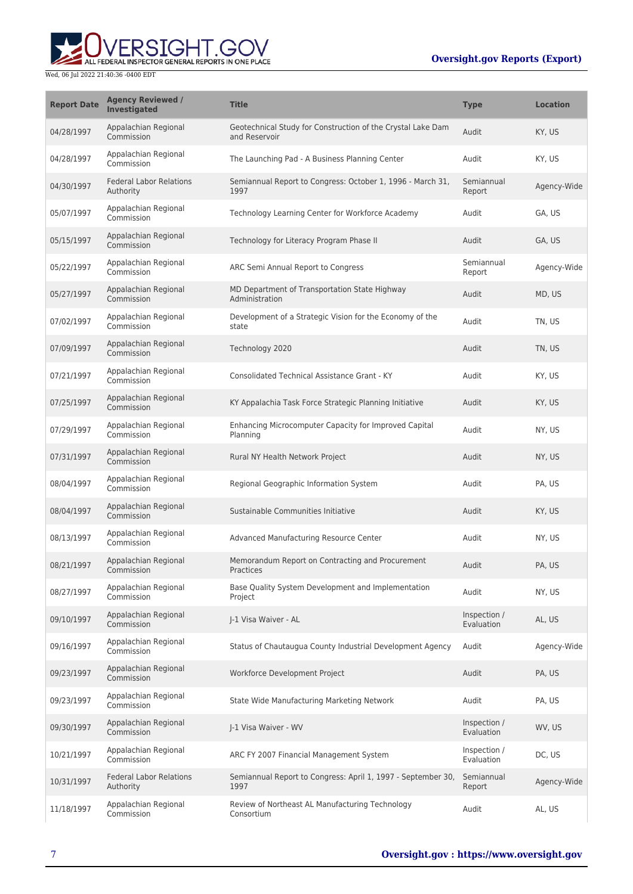| Report Date | Agency Reviewed / Investigated | Title | Type | Location |
| --- | --- | --- | --- | --- |
| 04/28/1997 | Appalachian Regional Commission | Geotechnical Study for Construction of the Crystal Lake Dam and Reservoir | Audit | KY, US |
| 04/28/1997 | Appalachian Regional Commission | The Launching Pad - A Business Planning Center | Audit | KY, US |
| 04/30/1997 | Federal Labor Relations Authority | Semiannual Report to Congress: October 1, 1996 - March 31, 1997 | Semiannual Report | Agency-Wide |
| 05/07/1997 | Appalachian Regional Commission | Technology Learning Center for Workforce Academy | Audit | GA, US |
| 05/15/1997 | Appalachian Regional Commission | Technology for Literacy Program Phase II | Audit | GA, US |
| 05/22/1997 | Appalachian Regional Commission | ARC Semi Annual Report to Congress | Semiannual Report | Agency-Wide |
| 05/27/1997 | Appalachian Regional Commission | MD Department of Transportation State Highway Administration | Audit | MD, US |
| 07/02/1997 | Appalachian Regional Commission | Development of a Strategic Vision for the Economy of the state | Audit | TN, US |
| 07/09/1997 | Appalachian Regional Commission | Technology 2020 | Audit | TN, US |
| 07/21/1997 | Appalachian Regional Commission | Consolidated Technical Assistance Grant - KY | Audit | KY, US |
| 07/25/1997 | Appalachian Regional Commission | KY Appalachia Task Force Strategic Planning Initiative | Audit | KY, US |
| 07/29/1997 | Appalachian Regional Commission | Enhancing Microcomputer Capacity for Improved Capital Planning | Audit | NY, US |
| 07/31/1997 | Appalachian Regional Commission | Rural NY Health Network Project | Audit | NY, US |
| 08/04/1997 | Appalachian Regional Commission | Regional Geographic Information System | Audit | PA, US |
| 08/04/1997 | Appalachian Regional Commission | Sustainable Communities Initiative | Audit | KY, US |
| 08/13/1997 | Appalachian Regional Commission | Advanced Manufacturing Resource Center | Audit | NY, US |
| 08/21/1997 | Appalachian Regional Commission | Memorandum Report on Contracting and Procurement Practices | Audit | PA, US |
| 08/27/1997 | Appalachian Regional Commission | Base Quality System Development and Implementation Project | Audit | NY, US |
| 09/10/1997 | Appalachian Regional Commission | J-1 Visa Waiver - AL | Inspection / Evaluation | AL, US |
| 09/16/1997 | Appalachian Regional Commission | Status of Chautaugua County Industrial Development Agency | Audit | Agency-Wide |
| 09/23/1997 | Appalachian Regional Commission | Workforce Development Project | Audit | PA, US |
| 09/23/1997 | Appalachian Regional Commission | State Wide Manufacturing Marketing Network | Audit | PA, US |
| 09/30/1997 | Appalachian Regional Commission | J-1 Visa Waiver - WV | Inspection / Evaluation | WV, US |
| 10/21/1997 | Appalachian Regional Commission | ARC FY 2007 Financial Management System | Inspection / Evaluation | DC, US |
| 10/31/1997 | Federal Labor Relations Authority | Semiannual Report to Congress: April 1, 1997 - September 30, 1997 | Semiannual Report | Agency-Wide |
| 11/18/1997 | Appalachian Regional Commission | Review of Northeast AL Manufacturing Technology Consortium | Audit | AL, US |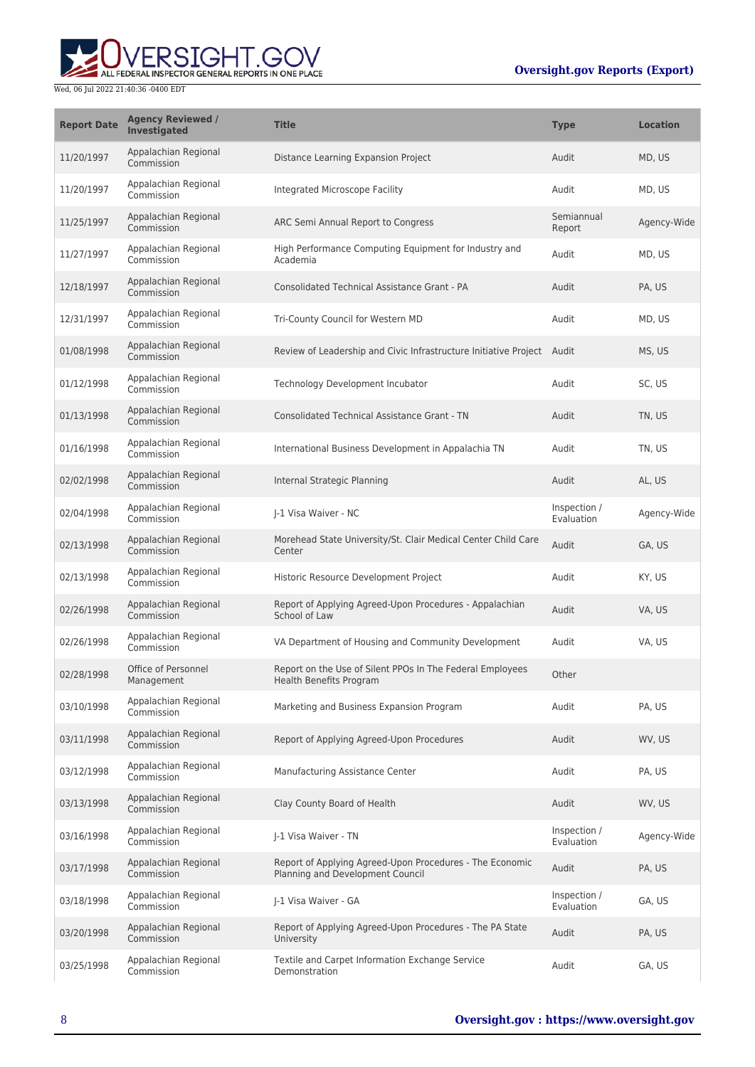| Report Date | Agency Reviewed / Investigated | Title | Type | Location |
|---|---|---|---|---|
| 11/20/1997 | Appalachian Regional Commission | Distance Learning Expansion Project | Audit | MD, US |
| 11/20/1997 | Appalachian Regional Commission | Integrated Microscope Facility | Audit | MD, US |
| 11/25/1997 | Appalachian Regional Commission | ARC Semi Annual Report to Congress | Semiannual Report | Agency-Wide |
| 11/27/1997 | Appalachian Regional Commission | High Performance Computing Equipment for Industry and Academia | Audit | MD, US |
| 12/18/1997 | Appalachian Regional Commission | Consolidated Technical Assistance Grant - PA | Audit | PA, US |
| 12/31/1997 | Appalachian Regional Commission | Tri-County Council for Western MD | Audit | MD, US |
| 01/08/1998 | Appalachian Regional Commission | Review of Leadership and Civic Infrastructure Initiative Project | Audit | MS, US |
| 01/12/1998 | Appalachian Regional Commission | Technology Development Incubator | Audit | SC, US |
| 01/13/1998 | Appalachian Regional Commission | Consolidated Technical Assistance Grant - TN | Audit | TN, US |
| 01/16/1998 | Appalachian Regional Commission | International Business Development in Appalachia TN | Audit | TN, US |
| 02/02/1998 | Appalachian Regional Commission | Internal Strategic Planning | Audit | AL, US |
| 02/04/1998 | Appalachian Regional Commission | J-1 Visa Waiver - NC | Inspection / Evaluation | Agency-Wide |
| 02/13/1998 | Appalachian Regional Commission | Morehead State University/St. Clair Medical Center Child Care Center | Audit | GA, US |
| 02/13/1998 | Appalachian Regional Commission | Historic Resource Development Project | Audit | KY, US |
| 02/26/1998 | Appalachian Regional Commission | Report of Applying Agreed-Upon Procedures - Appalachian School of Law | Audit | VA, US |
| 02/26/1998 | Appalachian Regional Commission | VA Department of Housing and Community Development | Audit | VA, US |
| 02/28/1998 | Office of Personnel Management | Report on the Use of Silent PPOs In The Federal Employees Health Benefits Program | Other | |
| 03/10/1998 | Appalachian Regional Commission | Marketing and Business Expansion Program | Audit | PA, US |
| 03/11/1998 | Appalachian Regional Commission | Report of Applying Agreed-Upon Procedures | Audit | WV, US |
| 03/12/1998 | Appalachian Regional Commission | Manufacturing Assistance Center | Audit | PA, US |
| 03/13/1998 | Appalachian Regional Commission | Clay County Board of Health | Audit | WV, US |
| 03/16/1998 | Appalachian Regional Commission | J-1 Visa Waiver - TN | Inspection / Evaluation | Agency-Wide |
| 03/17/1998 | Appalachian Regional Commission | Report of Applying Agreed-Upon Procedures - The Economic Planning and Development Council | Audit | PA, US |
| 03/18/1998 | Appalachian Regional Commission | J-1 Visa Waiver - GA | Inspection / Evaluation | GA, US |
| 03/20/1998 | Appalachian Regional Commission | Report of Applying Agreed-Upon Procedures - The PA State University | Audit | PA, US |
| 03/25/1998 | Appalachian Regional Commission | Textile and Carpet Information Exchange Service Demonstration | Audit | GA, US |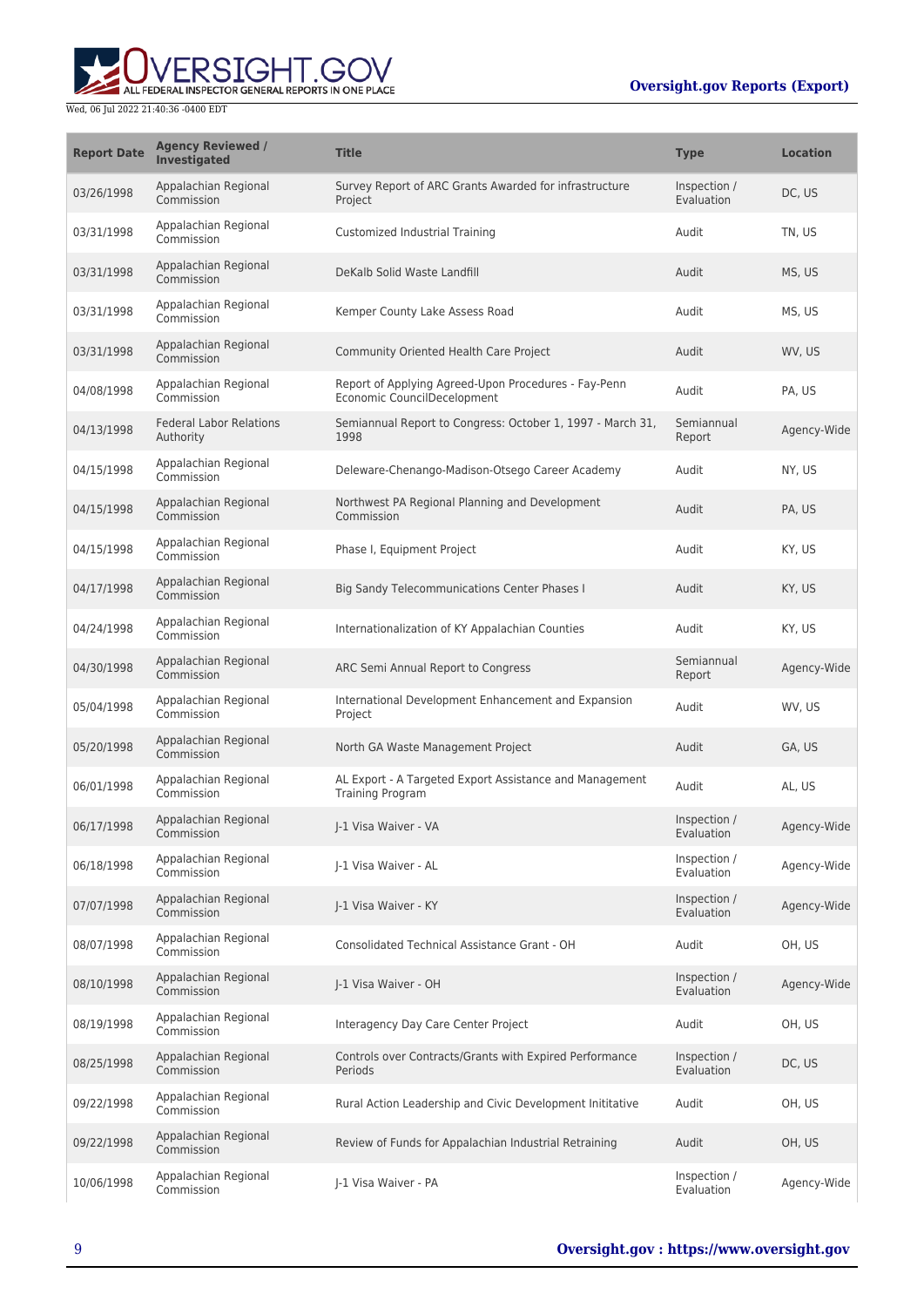| Report Date | Agency Reviewed / Investigated | Title | Type | Location |
| --- | --- | --- | --- | --- |
| 03/26/1998 | Appalachian Regional Commission | Survey Report of ARC Grants Awarded for infrastructure Project | Inspection / Evaluation | DC, US |
| 03/31/1998 | Appalachian Regional Commission | Customized Industrial Training | Audit | TN, US |
| 03/31/1998 | Appalachian Regional Commission | DeKalb Solid Waste Landfill | Audit | MS, US |
| 03/31/1998 | Appalachian Regional Commission | Kemper County Lake Assess Road | Audit | MS, US |
| 03/31/1998 | Appalachian Regional Commission | Community Oriented Health Care Project | Audit | WV, US |
| 04/08/1998 | Appalachian Regional Commission | Report of Applying Agreed-Upon Procedures - Fay-Penn Economic CouncilDecelopment | Audit | PA, US |
| 04/13/1998 | Federal Labor Relations Authority | Semiannual Report to Congress: October 1, 1997 - March 31, 1998 | Semiannual Report | Agency-Wide |
| 04/15/1998 | Appalachian Regional Commission | Deleware-Chenango-Madison-Otsego Career Academy | Audit | NY, US |
| 04/15/1998 | Appalachian Regional Commission | Northwest PA Regional Planning and Development Commission | Audit | PA, US |
| 04/15/1998 | Appalachian Regional Commission | Phase I, Equipment Project | Audit | KY, US |
| 04/17/1998 | Appalachian Regional Commission | Big Sandy Telecommunications Center Phases I | Audit | KY, US |
| 04/24/1998 | Appalachian Regional Commission | Internationalization of KY Appalachian Counties | Audit | KY, US |
| 04/30/1998 | Appalachian Regional Commission | ARC Semi Annual Report to Congress | Semiannual Report | Agency-Wide |
| 05/04/1998 | Appalachian Regional Commission | International Development Enhancement and Expansion Project | Audit | WV, US |
| 05/20/1998 | Appalachian Regional Commission | North GA Waste Management Project | Audit | GA, US |
| 06/01/1998 | Appalachian Regional Commission | AL Export - A Targeted Export Assistance and Management Training Program | Audit | AL, US |
| 06/17/1998 | Appalachian Regional Commission | J-1 Visa Waiver - VA | Inspection / Evaluation | Agency-Wide |
| 06/18/1998 | Appalachian Regional Commission | J-1 Visa Waiver - AL | Inspection / Evaluation | Agency-Wide |
| 07/07/1998 | Appalachian Regional Commission | J-1 Visa Waiver - KY | Inspection / Evaluation | Agency-Wide |
| 08/07/1998 | Appalachian Regional Commission | Consolidated Technical Assistance Grant - OH | Audit | OH, US |
| 08/10/1998 | Appalachian Regional Commission | J-1 Visa Waiver - OH | Inspection / Evaluation | Agency-Wide |
| 08/19/1998 | Appalachian Regional Commission | Interagency Day Care Center Project | Audit | OH, US |
| 08/25/1998 | Appalachian Regional Commission | Controls over Contracts/Grants with Expired Performance Periods | Inspection / Evaluation | DC, US |
| 09/22/1998 | Appalachian Regional Commission | Rural Action Leadership and Civic Development Inititative | Audit | OH, US |
| 09/22/1998 | Appalachian Regional Commission | Review of Funds for Appalachian Industrial Retraining | Audit | OH, US |
| 10/06/1998 | Appalachian Regional Commission | J-1 Visa Waiver - PA | Inspection / Evaluation | Agency-Wide |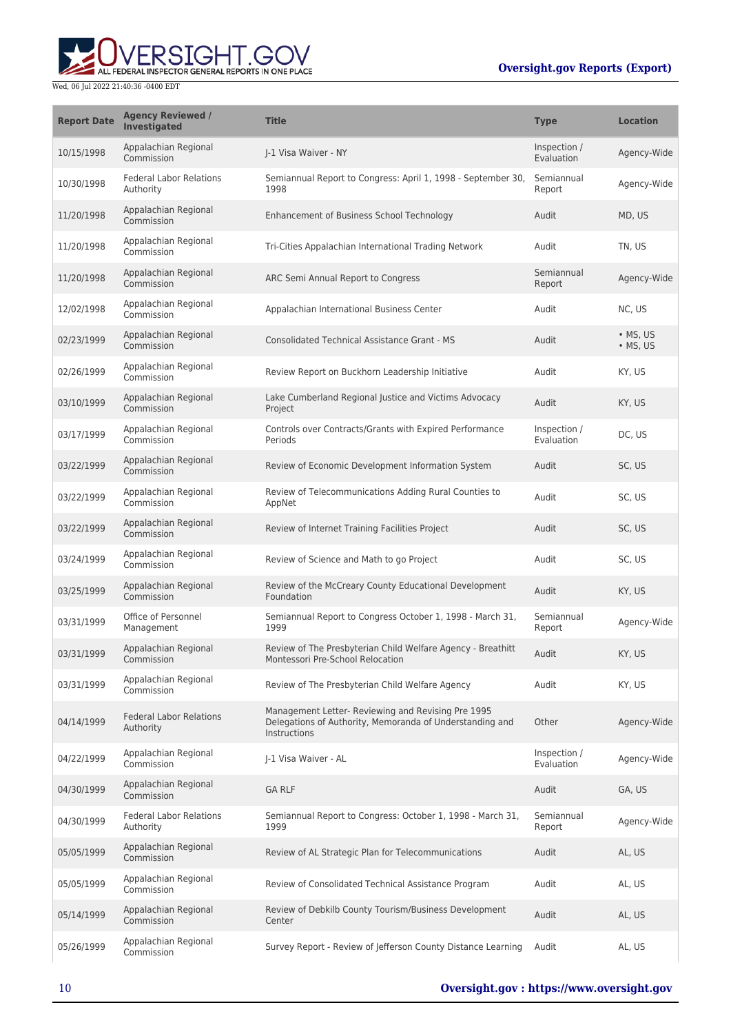| Report Date | Agency Reviewed / Investigated | Title | Type | Location |
|---|---|---|---|---|
| 10/15/1998 | Appalachian Regional Commission | J-1 Visa Waiver - NY | Inspection / Evaluation | Agency-Wide |
| 10/30/1998 | Federal Labor Relations Authority | Semiannual Report to Congress: April 1, 1998 - September 30, 1998 | Semiannual Report | Agency-Wide |
| 11/20/1998 | Appalachian Regional Commission | Enhancement of Business School Technology | Audit | MD, US |
| 11/20/1998 | Appalachian Regional Commission | Tri-Cities Appalachian International Trading Network | Audit | TN, US |
| 11/20/1998 | Appalachian Regional Commission | ARC Semi Annual Report to Congress | Semiannual Report | Agency-Wide |
| 12/02/1998 | Appalachian Regional Commission | Appalachian International Business Center | Audit | NC, US |
| 02/23/1999 | Appalachian Regional Commission | Consolidated Technical Assistance Grant - MS | Audit | • MS, US • MS, US |
| 02/26/1999 | Appalachian Regional Commission | Review Report on Buckhorn Leadership Initiative | Audit | KY, US |
| 03/10/1999 | Appalachian Regional Commission | Lake Cumberland Regional Justice and Victims Advocacy Project | Audit | KY, US |
| 03/17/1999 | Appalachian Regional Commission | Controls over Contracts/Grants with Expired Performance Periods | Inspection / Evaluation | DC, US |
| 03/22/1999 | Appalachian Regional Commission | Review of Economic Development Information System | Audit | SC, US |
| 03/22/1999 | Appalachian Regional Commission | Review of Telecommunications Adding Rural Counties to AppNet | Audit | SC, US |
| 03/22/1999 | Appalachian Regional Commission | Review of Internet Training Facilities Project | Audit | SC, US |
| 03/24/1999 | Appalachian Regional Commission | Review of Science and Math to go Project | Audit | SC, US |
| 03/25/1999 | Appalachian Regional Commission | Review of the McCreary County Educational Development Foundation | Audit | KY, US |
| 03/31/1999 | Office of Personnel Management | Semiannual Report to Congress October 1, 1998 - March 31, 1999 | Semiannual Report | Agency-Wide |
| 03/31/1999 | Appalachian Regional Commission | Review of The Presbyterian Child Welfare Agency - Breathitt Montessori Pre-School Relocation | Audit | KY, US |
| 03/31/1999 | Appalachian Regional Commission | Review of The Presbyterian Child Welfare Agency | Audit | KY, US |
| 04/14/1999 | Federal Labor Relations Authority | Management Letter- Reviewing and Revising Pre 1995 Delegations of Authority, Memoranda of Understanding and Instructions | Other | Agency-Wide |
| 04/22/1999 | Appalachian Regional Commission | J-1 Visa Waiver - AL | Inspection / Evaluation | Agency-Wide |
| 04/30/1999 | Appalachian Regional Commission | GA RLF | Audit | GA, US |
| 04/30/1999 | Federal Labor Relations Authority | Semiannual Report to Congress: October 1, 1998 - March 31, 1999 | Semiannual Report | Agency-Wide |
| 05/05/1999 | Appalachian Regional Commission | Review of AL Strategic Plan for Telecommunications | Audit | AL, US |
| 05/05/1999 | Appalachian Regional Commission | Review of Consolidated Technical Assistance Program | Audit | AL, US |
| 05/14/1999 | Appalachian Regional Commission | Review of Debkilb County Tourism/Business Development Center | Audit | AL, US |
| 05/26/1999 | Appalachian Regional Commission | Survey Report - Review of Jefferson County Distance Learning | Audit | AL, US |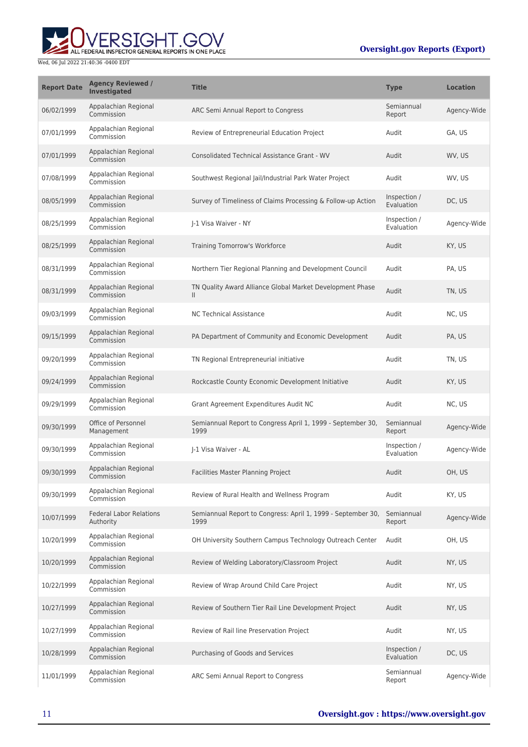| Report Date | Agency Reviewed / Investigated | Title | Type | Location |
| --- | --- | --- | --- | --- |
| 06/02/1999 | Appalachian Regional Commission | ARC Semi Annual Report to Congress | Semiannual Report | Agency-Wide |
| 07/01/1999 | Appalachian Regional Commission | Review of Entrepreneurial Education Project | Audit | GA, US |
| 07/01/1999 | Appalachian Regional Commission | Consolidated Technical Assistance Grant - WV | Audit | WV, US |
| 07/08/1999 | Appalachian Regional Commission | Southwest Regional Jail/Industrial Park Water Project | Audit | WV, US |
| 08/05/1999 | Appalachian Regional Commission | Survey of Timeliness of Claims Processing & Follow-up Action | Inspection / Evaluation | DC, US |
| 08/25/1999 | Appalachian Regional Commission | J-1 Visa Waiver - NY | Inspection / Evaluation | Agency-Wide |
| 08/25/1999 | Appalachian Regional Commission | Training Tomorrow's Workforce | Audit | KY, US |
| 08/31/1999 | Appalachian Regional Commission | Northern Tier Regional Planning and Development Council | Audit | PA, US |
| 08/31/1999 | Appalachian Regional Commission | TN Quality Award Alliance Global Market Development Phase II | Audit | TN, US |
| 09/03/1999 | Appalachian Regional Commission | NC Technical Assistance | Audit | NC, US |
| 09/15/1999 | Appalachian Regional Commission | PA Department of Community and Economic Development | Audit | PA, US |
| 09/20/1999 | Appalachian Regional Commission | TN Regional Entrepreneurial initiative | Audit | TN, US |
| 09/24/1999 | Appalachian Regional Commission | Rockcastle County Economic Development Initiative | Audit | KY, US |
| 09/29/1999 | Appalachian Regional Commission | Grant Agreement Expenditures Audit NC | Audit | NC, US |
| 09/30/1999 | Office of Personnel Management | Semiannual Report to Congress April 1, 1999 - September 30, 1999 | Semiannual Report | Agency-Wide |
| 09/30/1999 | Appalachian Regional Commission | J-1 Visa Waiver - AL | Inspection / Evaluation | Agency-Wide |
| 09/30/1999 | Appalachian Regional Commission | Facilities Master Planning Project | Audit | OH, US |
| 09/30/1999 | Appalachian Regional Commission | Review of Rural Health and Wellness Program | Audit | KY, US |
| 10/07/1999 | Federal Labor Relations Authority | Semiannual Report to Congress: April 1, 1999 - September 30, 1999 | Semiannual Report | Agency-Wide |
| 10/20/1999 | Appalachian Regional Commission | OH University Southern Campus Technology Outreach Center | Audit | OH, US |
| 10/20/1999 | Appalachian Regional Commission | Review of Welding Laboratory/Classroom Project | Audit | NY, US |
| 10/22/1999 | Appalachian Regional Commission | Review of Wrap Around Child Care Project | Audit | NY, US |
| 10/27/1999 | Appalachian Regional Commission | Review of Southern Tier Rail Line Development Project | Audit | NY, US |
| 10/27/1999 | Appalachian Regional Commission | Review of Rail line Preservation Project | Audit | NY, US |
| 10/28/1999 | Appalachian Regional Commission | Purchasing of Goods and Services | Inspection / Evaluation | DC, US |
| 11/01/1999 | Appalachian Regional Commission | ARC Semi Annual Report to Congress | Semiannual Report | Agency-Wide |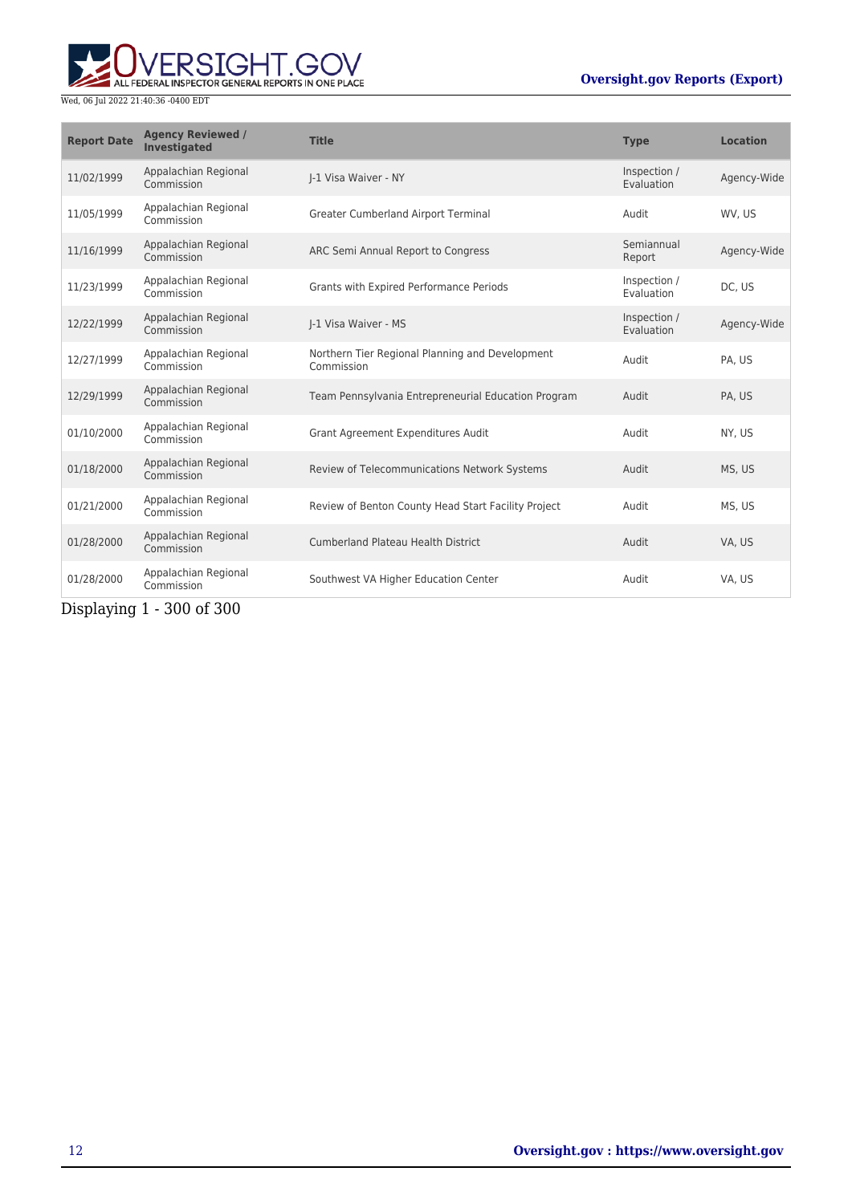| Report Date | Agency Reviewed / Investigated | Title | Type | Location |
|---|---|---|---|---|
| 11/02/1999 | Appalachian Regional Commission | J-1 Visa Waiver - NY | Inspection / Evaluation | Agency-Wide |
| 11/05/1999 | Appalachian Regional Commission | Greater Cumberland Airport Terminal | Audit | WV, US |
| 11/16/1999 | Appalachian Regional Commission | ARC Semi Annual Report to Congress | Semiannual Report | Agency-Wide |
| 11/23/1999 | Appalachian Regional Commission | Grants with Expired Performance Periods | Inspection / Evaluation | DC, US |
| 12/22/1999 | Appalachian Regional Commission | J-1 Visa Waiver - MS | Inspection / Evaluation | Agency-Wide |
| 12/27/1999 | Appalachian Regional Commission | Northern Tier Regional Planning and Development Commission | Audit | PA, US |
| 12/29/1999 | Appalachian Regional Commission | Team Pennsylvania Entrepreneurial Education Program | Audit | PA, US |
| 01/10/2000 | Appalachian Regional Commission | Grant Agreement Expenditures Audit | Audit | NY, US |
| 01/18/2000 | Appalachian Regional Commission | Review of Telecommunications Network Systems | Audit | MS, US |
| 01/21/2000 | Appalachian Regional Commission | Review of Benton County Head Start Facility Project | Audit | MS, US |
| 01/28/2000 | Appalachian Regional Commission | Cumberland Plateau Health District | Audit | VA, US |
| 01/28/2000 | Appalachian Regional Commission | Southwest VA Higher Education Center | Audit | VA, US |

Displaying 1 - 300 of 300